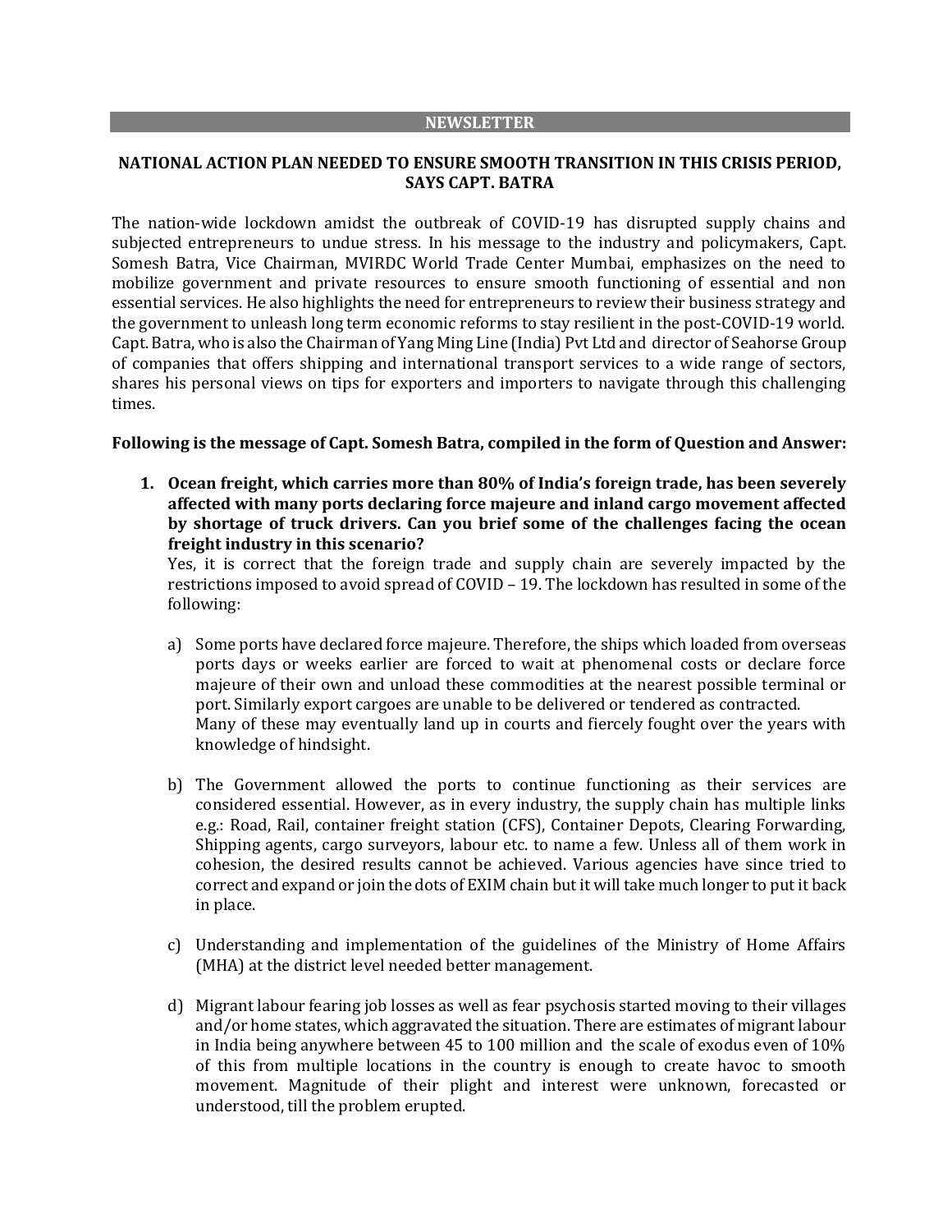## NEWSLETTER

### NATIONAL ACTION PLAN NEEDED TO ENSURE SMOOTH TRANSITION IN THIS CRISIS PERIOD, SAYS CAPT. BATRA

The nation-wide lockdown amidst the outbreak of COVID-19 has disrupted supply chains and subjected entrepreneurs to undue stress. In his message to the industry and policymakers, Capt. Somesh Batra, Vice Chairman, MVIRDC World Trade Center Mumbai, emphasizes on the need to mobilize government and private resources to ensure smooth functioning of essential and non essential services. He also highlights the need for entrepreneurs to review their business strategy and the government to unleash long term economic reforms to stay resilient in the post-COVID-19 world. Capt. Batra, who is also the Chairman of Yang Ming Line (India) Pvt Ltd and director of Seahorse Group of companies that offers shipping and international transport services to a wide range of sectors, shares his personal views on tips for exporters and importers to navigate through this challenging times.

**Following is the message of Capt. Somesh Batra, compiled in the form of Question and Answer:**

1. **Ocean freight, which carries more than 80% of India's foreign trade, has been severely affected with many ports declaring force majeure and inland cargo movement affected by shortage of truck drivers. Can you brief some of the challenges facing the ocean freight industry in this scenario?**

   Yes, it is correct that the foreign trade and supply chain are severely impacted by the restrictions imposed to avoid spread of COVID – 19. The lockdown has resulted in some of the following:

   a) Some ports have declared force majeure. Therefore, the ships which loaded from overseas ports days or weeks earlier are forced to wait at phenomenal costs or declare force majeure of their own and unload these commodities at the nearest possible terminal or port. Similarly export cargoes are unable to be delivered or tendered as contracted.
   Many of these may eventually land up in courts and fiercely fought over the years with knowledge of hindsight.

   b) The Government allowed the ports to continue functioning as their services are considered essential. However, as in every industry, the supply chain has multiple links e.g.: Road, Rail, container freight station (CFS), Container Depots, Clearing Forwarding, Shipping agents, cargo surveyors, labour etc. to name a few. Unless all of them work in cohesion, the desired results cannot be achieved. Various agencies have since tried to correct and expand or join the dots of EXIM chain but it will take much longer to put it back in place.

   c) Understanding and implementation of the guidelines of the Ministry of Home Affairs (MHA) at the district level needed better management.

   d) Migrant labour fearing job losses as well as fear psychosis started moving to their villages and/or home states, which aggravated the situation. There are estimates of migrant labour in India being anywhere between 45 to 100 million and the scale of exodus even of 10% of this from multiple locations in the country is enough to create havoc to smooth movement. Magnitude of their plight and interest were unknown, forecasted or understood, till the problem erupted.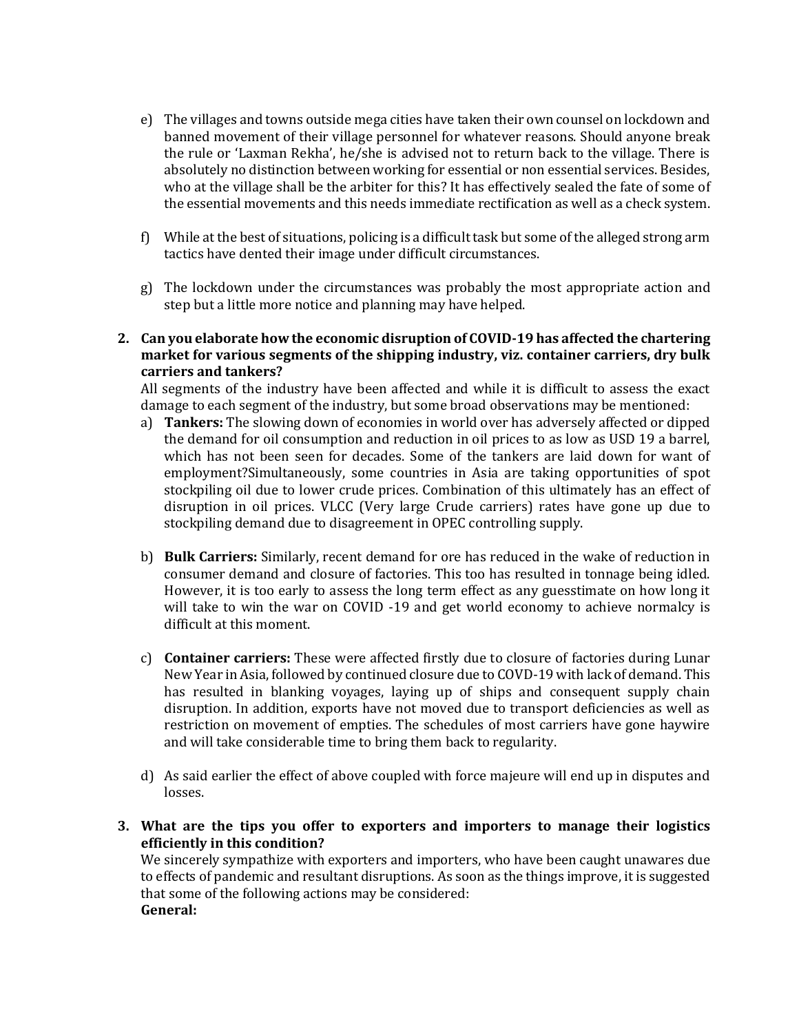e) The villages and towns outside mega cities have taken their own counsel on lockdown and banned movement of their village personnel for whatever reasons. Should anyone break the rule or 'Laxman Rekha', he/she is advised not to return back to the village. There is absolutely no distinction between working for essential or non essential services. Besides, who at the village shall be the arbiter for this? It has effectively sealed the fate of some of the essential movements and this needs immediate rectification as well as a check system.

f) While at the best of situations, policing is a difficult task but some of the alleged strong arm tactics have dented their image under difficult circumstances.

g) The lockdown under the circumstances was probably the most appropriate action and step but a little more notice and planning may have helped.

**2. Can you elaborate how the economic disruption of COVID-19 has affected the chartering market for various segments of the shipping industry, viz. container carriers, dry bulk carriers and tankers?**

All segments of the industry have been affected and while it is difficult to assess the exact damage to each segment of the industry, but some broad observations may be mentioned:

a) **Tankers:** The slowing down of economies in world over has adversely affected or dipped the demand for oil consumption and reduction in oil prices to as low as USD 19 a barrel, which has not been seen for decades. Some of the tankers are laid down for want of employment?Simultaneously, some countries in Asia are taking opportunities of spot stockpiling oil due to lower crude prices. Combination of this ultimately has an effect of disruption in oil prices. VLCC (Very large Crude carriers) rates have gone up due to stockpiling demand due to disagreement in OPEC controlling supply.

b) **Bulk Carriers:** Similarly, recent demand for ore has reduced in the wake of reduction in consumer demand and closure of factories. This too has resulted in tonnage being idled. However, it is too early to assess the long term effect as any guesstimate on how long it will take to win the war on COVID -19 and get world economy to achieve normalcy is difficult at this moment.

c) **Container carriers:** These were affected firstly due to closure of factories during Lunar New Year in Asia, followed by continued closure due to COVD-19 with lack of demand. This has resulted in blanking voyages, laying up of ships and consequent supply chain disruption. In addition, exports have not moved due to transport deficiencies as well as restriction on movement of empties. The schedules of most carriers have gone haywire and will take considerable time to bring them back to regularity.

d) As said earlier the effect of above coupled with force majeure will end up in disputes and losses.

**3. What are the tips you offer to exporters and importers to manage their logistics efficiently in this condition?**

We sincerely sympathize with exporters and importers, who have been caught unawares due to effects of pandemic and resultant disruptions. As soon as the things improve, it is suggested that some of the following actions may be considered:

**General:**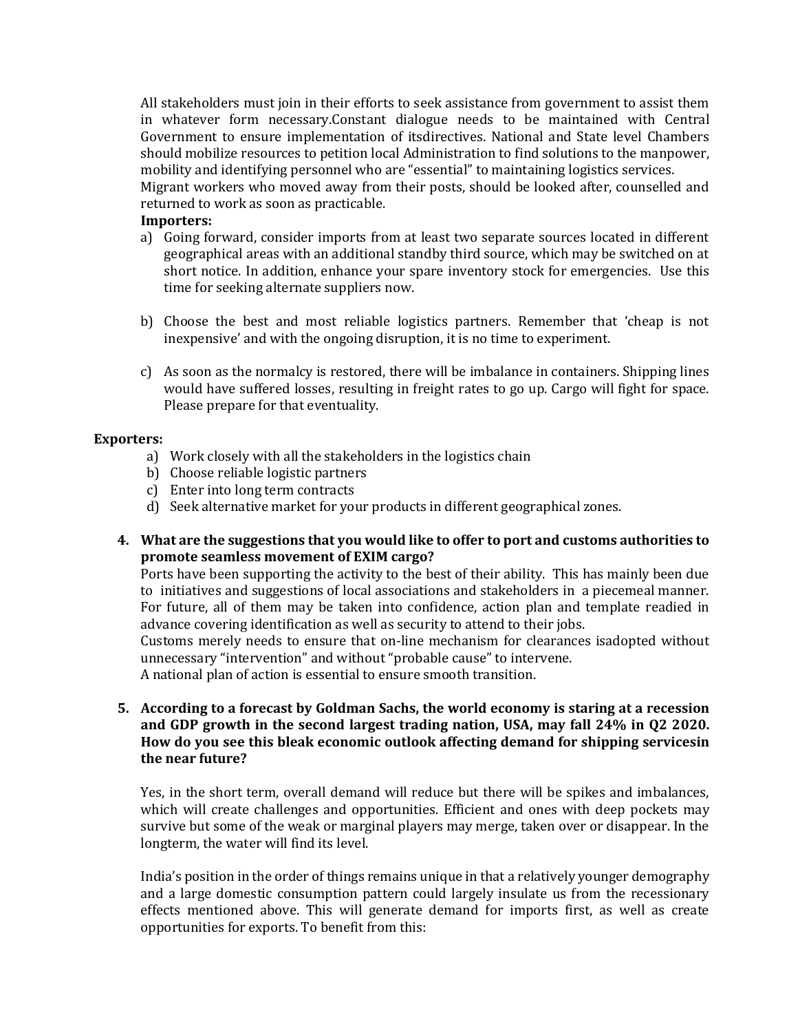All stakeholders must join in their efforts to seek assistance from government to assist them in whatever form necessary.Constant dialogue needs to be maintained with Central Government to ensure implementation of itsdirectives. National and State level Chambers should mobilize resources to petition local Administration to find solutions to the manpower, mobility and identifying personnel who are "essential" to maintaining logistics services.
Migrant workers who moved away from their posts, should be looked after, counselled and returned to work as soon as practicable.

**Importers:**

a) Going forward, consider imports from at least two separate sources located in different geographical areas with an additional standby third source, which may be switched on at short notice. In addition, enhance your spare inventory stock for emergencies. Use this time for seeking alternate suppliers now.

b) Choose the best and most reliable logistics partners. Remember that 'cheap is not inexpensive' and with the ongoing disruption, it is no time to experiment.

c) As soon as the normalcy is restored, there will be imbalance in containers. Shipping lines would have suffered losses, resulting in freight rates to go up. Cargo will fight for space. Please prepare for that eventuality.

**Exporters:**

a) Work closely with all the stakeholders in the logistics chain
b) Choose reliable logistic partners
c) Enter into long term contracts
d) Seek alternative market for your products in different geographical zones.

**4. What are the suggestions that you would like to offer to port and customs authorities to promote seamless movement of EXIM cargo?**

Ports have been supporting the activity to the best of their ability. This has mainly been due to initiatives and suggestions of local associations and stakeholders in a piecemeal manner. For future, all of them may be taken into confidence, action plan and template readied in advance covering identification as well as security to attend to their jobs.
Customs merely needs to ensure that on-line mechanism for clearances isadopted without unnecessary "intervention" and without "probable cause" to intervene.
A national plan of action is essential to ensure smooth transition.

**5. According to a forecast by Goldman Sachs, the world economy is staring at a recession and GDP growth in the second largest trading nation, USA, may fall 24% in Q2 2020. How do you see this bleak economic outlook affecting demand for shipping servicesin the near future?**

Yes, in the short term, overall demand will reduce but there will be spikes and imbalances, which will create challenges and opportunities. Efficient and ones with deep pockets may survive but some of the weak or marginal players may merge, taken over or disappear. In the longterm, the water will find its level.

India's position in the order of things remains unique in that a relatively younger demography and a large domestic consumption pattern could largely insulate us from the recessionary effects mentioned above. This will generate demand for imports first, as well as create opportunities for exports. To benefit from this: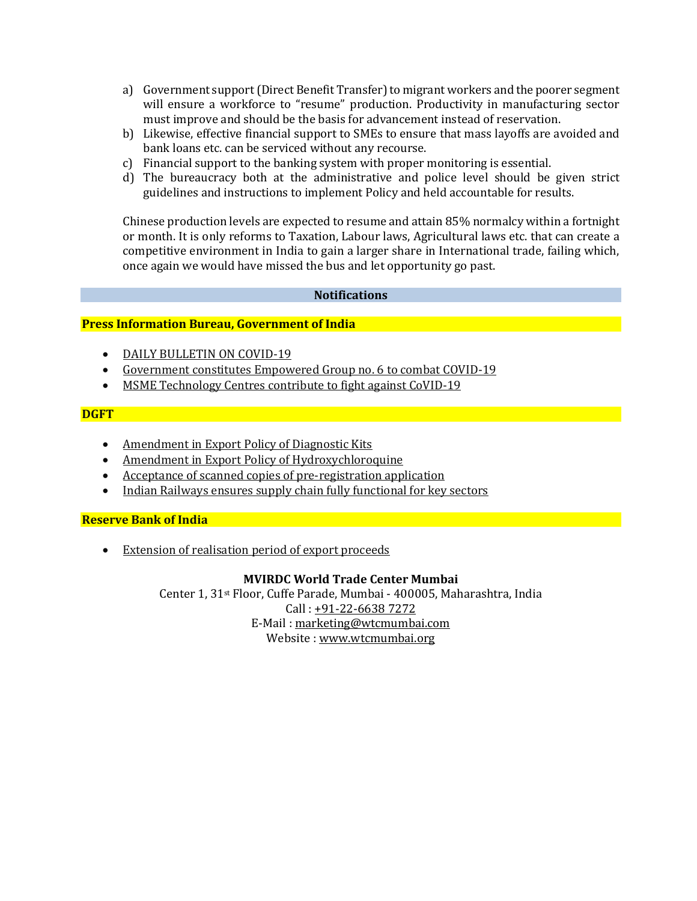a) Government support (Direct Benefit Transfer) to migrant workers and the poorer segment will ensure a workforce to "resume" production. Productivity in manufacturing sector must improve and should be the basis for advancement instead of reservation.
b) Likewise, effective financial support to SMEs to ensure that mass layoffs are avoided and bank loans etc. can be serviced without any recourse.
c) Financial support to the banking system with proper monitoring is essential.
d) The bureaucracy both at the administrative and police level should be given strict guidelines and instructions to implement Policy and held accountable for results.

Chinese production levels are expected to resume and attain 85% normalcy within a fortnight or month. It is only reforms to Taxation, Labour laws, Agricultural laws etc. that can create a competitive environment in India to gain a larger share in International trade, failing which, once again we would have missed the bus and let opportunity go past.

## Notifications

### Press Information Bureau, Government of India

- DAILY BULLETIN ON COVID-19
- Government constitutes Empowered Group no. 6 to combat COVID-19
- MSME Technology Centres contribute to fight against CoVID-19

### DGFT

- Amendment in Export Policy of Diagnostic Kits
- Amendment in Export Policy of Hydroxychloroquine
- Acceptance of scanned copies of pre-registration application
- Indian Railways ensures supply chain fully functional for key sectors

### Reserve Bank of India

- Extension of realisation period of export proceeds

**MVIRDC World Trade Center Mumbai**
Center 1, 31st Floor, Cuffe Parade, Mumbai - 400005, Maharashtra, India
Call : +91-22-6638 7272
E-Mail : marketing@wtcmumbai.com
Website : www.wtcmumbai.org